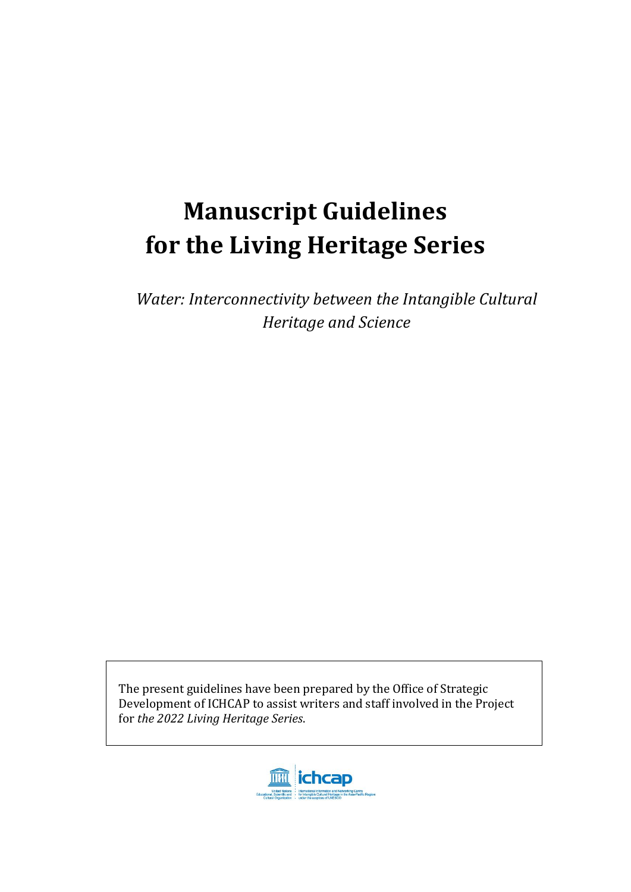# Manuscript Guidelines for the Living Heritage Series

*Water: Interconnectivity between the Intangible Cultural Heritage and Science*

The present guidelines have been prepared by the Office of Strategic Development of ICHCAP to assist writers and staff involved in the Project for *the 2022 Living Heritage Series*.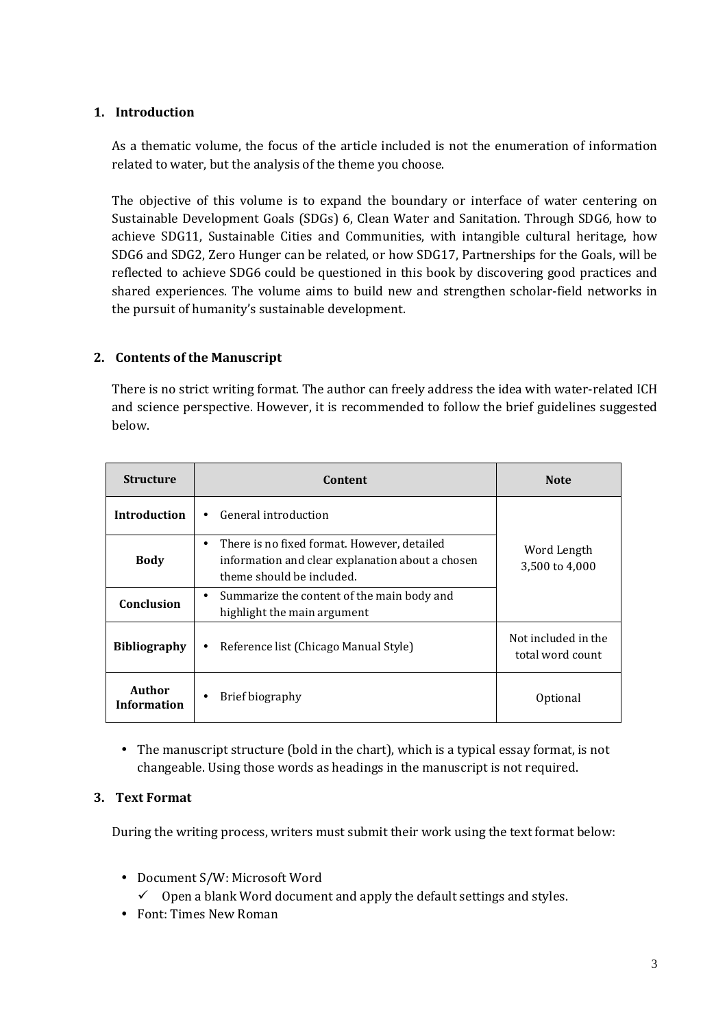## 1. Introduction

As a thematic volume, the focus of the article included is not the enumeration of information related to water, but the analysis of the theme you choose.

The objective of this volume is to expand the boundary or interface of water centering on Sustainable Development Goals (SDGs) 6, Clean Water and Sanitation. Through SDG6, how to achieve SDG11, Sustainable Cities and Communities, with intangible cultural heritage, how SDG6 and SDG2, Zero Hunger can be related, or how SDG17, Partnerships for the Goals, will be reflected to achieve SDG6 could be questioned in this book by discovering good practices and shared experiences. The volume aims to build new and strengthen scholar-field networks in the pursuit of humanity's sustainable development.

## 2. Contents of the Manuscript

There is no strict writing format. The author can freely address the idea with water-related ICH and science perspective. However, it is recommended to follow the brief guidelines suggested below.

| Structure | Content | Note |
| --- | --- | --- |
| **Introduction** | • General introduction | Word Length 3,500 to 4,000 |
| **Body** | • There is no fixed format. However, detailed information and clear explanation about a chosen theme should be included. | |
| **Conclusion** | • Summarize the content of the main body and highlight the main argument | |
| **Bibliography** | • Reference list (Chicago Manual Style) | Not included in the total word count |
| **Author Information** | • Brief biography | Optional |

- The manuscript structure (bold in the chart), which is a typical essay format, is not changeable. Using those words as headings in the manuscript is not required.

## 3. Text Format

During the writing process, writers must submit their work using the text format below:

- Document S/W: Microsoft Word
  - ✓ Open a blank Word document and apply the default settings and styles.
- Font: Times New Roman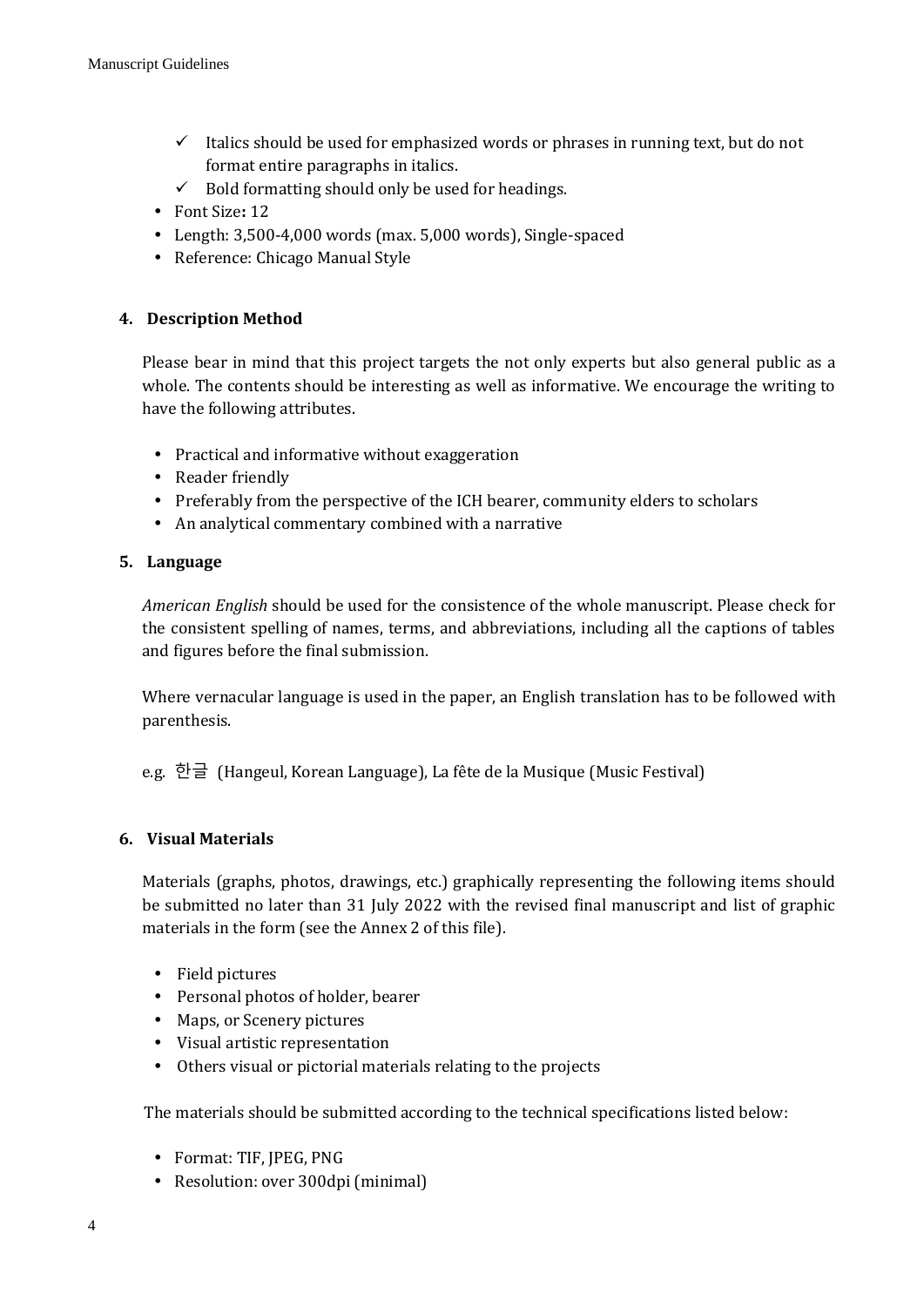- ✓ Italics should be used for emphasized words or phrases in running text, but do not format entire paragraphs in italics.
  - ✓ Bold formatting should only be used for headings.
- Font Size**:** 12
- Length: 3,500-4,000 words (max. 5,000 words), Single-spaced
- Reference: Chicago Manual Style

## 4. Description Method

Please bear in mind that this project targets the not only experts but also general public as a whole. The contents should be interesting as well as informative. We encourage the writing to have the following attributes.

- Practical and informative without exaggeration
- Reader friendly
- Preferably from the perspective of the ICH bearer, community elders to scholars
- An analytical commentary combined with a narrative

## 5. Language

*American English* should be used for the consistence of the whole manuscript. Please check for the consistent spelling of names, terms, and abbreviations, including all the captions of tables and figures before the final submission.

Where vernacular language is used in the paper, an English translation has to be followed with parenthesis.

e.g. 한글 (Hangeul, Korean Language), La fête de la Musique (Music Festival)

## 6. Visual Materials

Materials (graphs, photos, drawings, etc.) graphically representing the following items should be submitted no later than 31 July 2022 with the revised final manuscript and list of graphic materials in the form (see the Annex 2 of this file).

- Field pictures
- Personal photos of holder, bearer
- Maps, or Scenery pictures
- Visual artistic representation
- Others visual or pictorial materials relating to the projects

The materials should be submitted according to the technical specifications listed below:

- Format: TIF, JPEG, PNG
- Resolution: over 300dpi (minimal)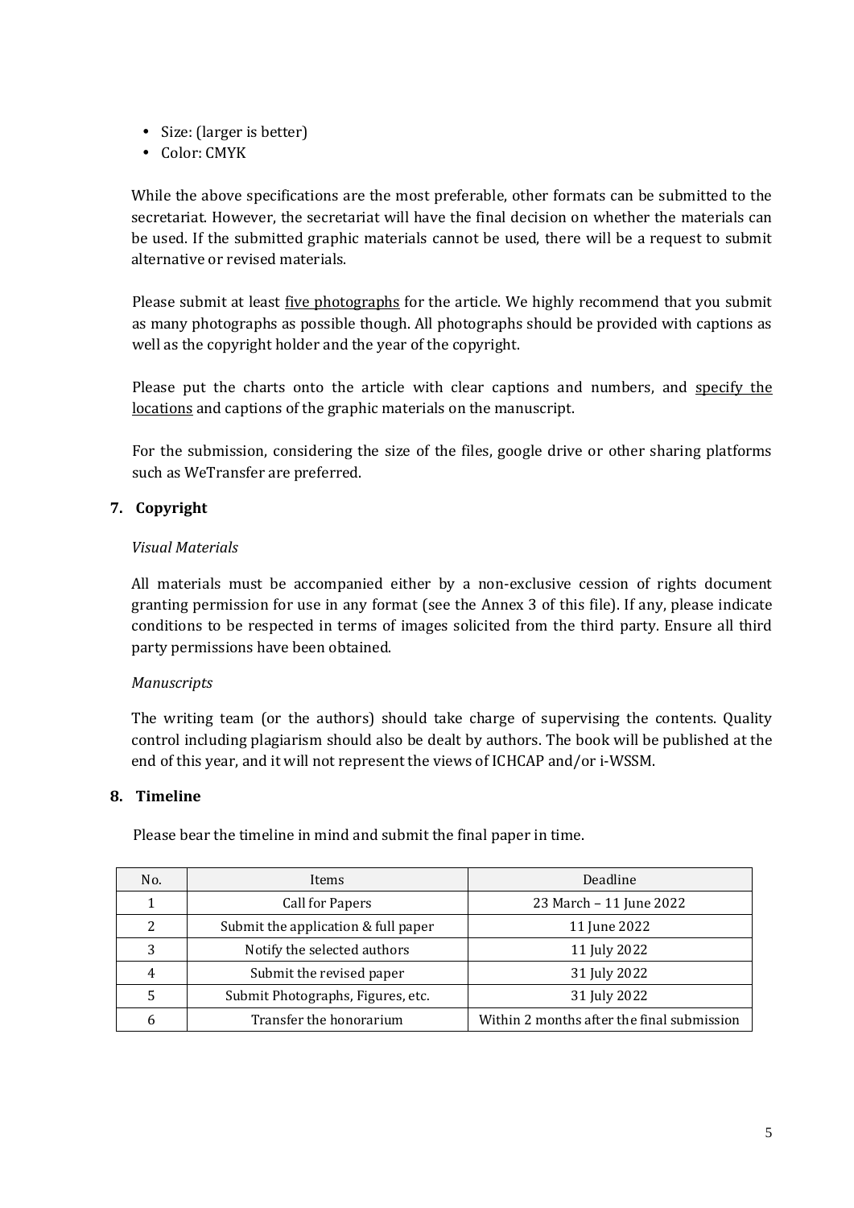- Size: (larger is better)
- Color: CMYK

While the above specifications are the most preferable, other formats can be submitted to the secretariat. However, the secretariat will have the final decision on whether the materials can be used. If the submitted graphic materials cannot be used, there will be a request to submit alternative or revised materials.

Please submit at least <u>five photographs</u> for the article. We highly recommend that you submit as many photographs as possible though. All photographs should be provided with captions as well as the copyright holder and the year of the copyright.

Please put the charts onto the article with clear captions and numbers, and <u>specify the locations</u> and captions of the graphic materials on the manuscript.

For the submission, considering the size of the files, google drive or other sharing platforms such as WeTransfer are preferred.

## 7. Copyright

*Visual Materials*

All materials must be accompanied either by a non-exclusive cession of rights document granting permission for use in any format (see the Annex 3 of this file). If any, please indicate conditions to be respected in terms of images solicited from the third party. Ensure all third party permissions have been obtained.

*Manuscripts*

The writing team (or the authors) should take charge of supervising the contents. Quality control including plagiarism should also be dealt by authors. The book will be published at the end of this year, and it will not represent the views of ICHCAP and/or i-WSSM.

## 8. Timeline

Please bear the timeline in mind and submit the final paper in time.

| No. | Items | Deadline |
| --- | --- | --- |
| 1 | Call for Papers | 23 March – 11 June 2022 |
| 2 | Submit the application & full paper | 11 June 2022 |
| 3 | Notify the selected authors | 11 July 2022 |
| 4 | Submit the revised paper | 31 July 2022 |
| 5 | Submit Photographs, Figures, etc. | 31 July 2022 |
| 6 | Transfer the honorarium | Within 2 months after the final submission |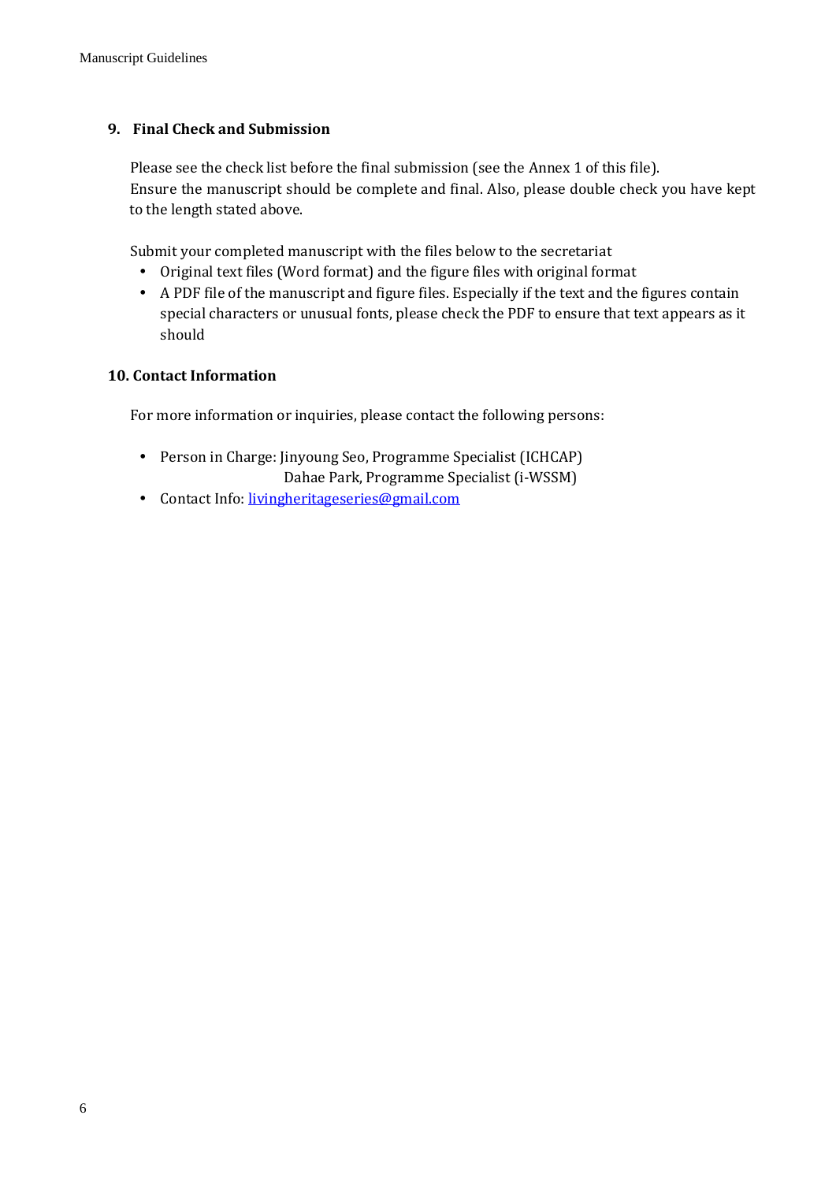## 9. Final Check and Submission

Please see the check list before the final submission (see the Annex 1 of this file).
Ensure the manuscript should be complete and final. Also, please double check you have kept to the length stated above.

Submit your completed manuscript with the files below to the secretariat

- Original text files (Word format) and the figure files with original format
- A PDF file of the manuscript and figure files. Especially if the text and the figures contain special characters or unusual fonts, please check the PDF to ensure that text appears as it should

## 10. Contact Information

For more information or inquiries, please contact the following persons:

- Person in Charge: Jinyoung Seo, Programme Specialist (ICHCAP)
  Dahae Park, Programme Specialist (i-WSSM)
- Contact Info: livingheritageseries@gmail.com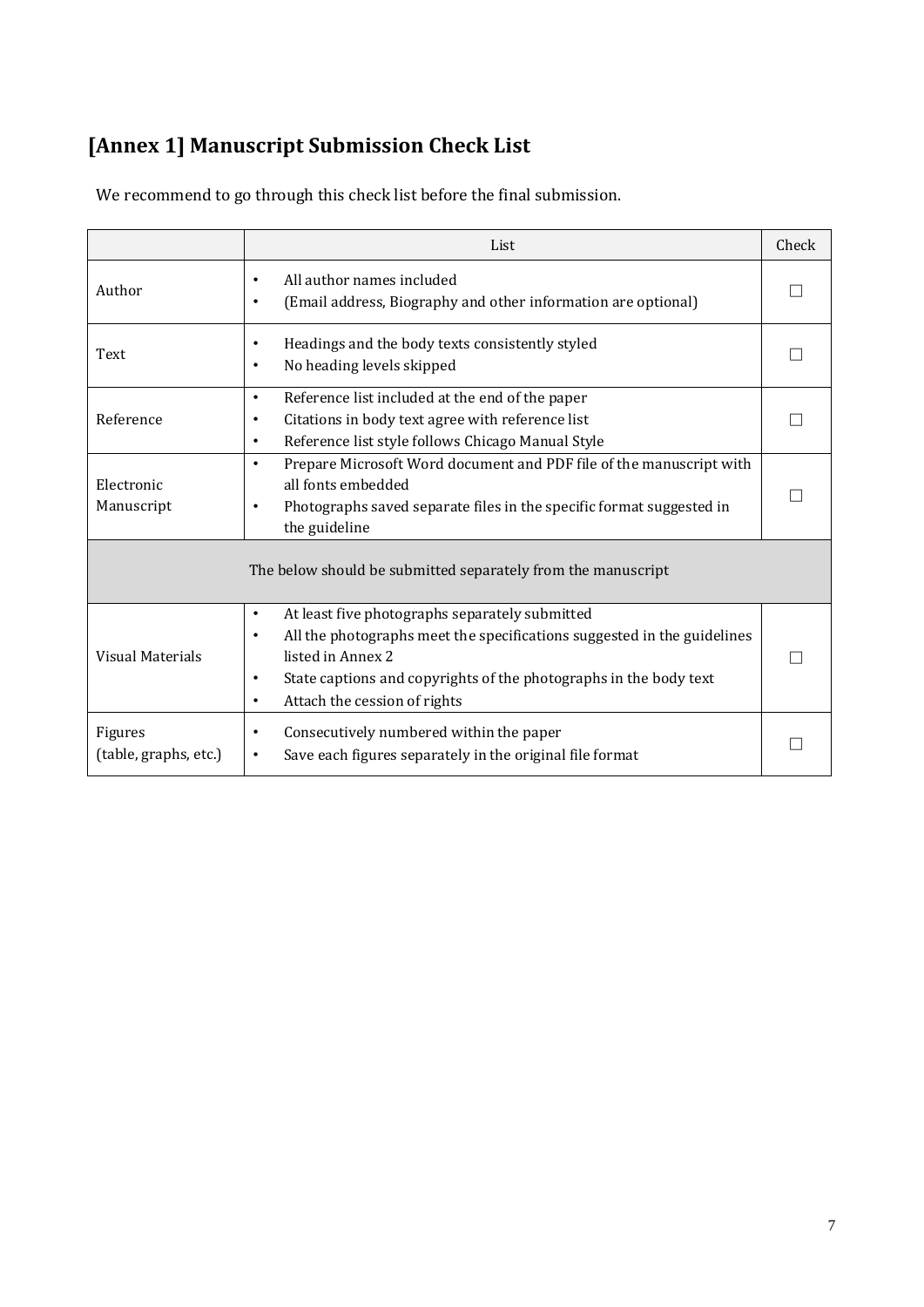## [Annex 1] Manuscript Submission Check List

We recommend to go through this check list before the final submission.

| | List | Check |
|---|---|---|
| Author | • All author names included<br>• (Email address, Biography and other information are optional) | ☐ |
| Text | • Headings and the body texts consistently styled<br>• No heading levels skipped | ☐ |
| Reference | • Reference list included at the end of the paper<br>• Citations in body text agree with reference list<br>• Reference list style follows Chicago Manual Style | ☐ |
| Electronic Manuscript | • Prepare Microsoft Word document and PDF file of the manuscript with all fonts embedded<br>• Photographs saved separate files in the specific format suggested in the guideline | ☐ |
| The below should be submitted separately from the manuscript | | |
| Visual Materials | • At least five photographs separately submitted<br>• All the photographs meet the specifications suggested in the guidelines listed in Annex 2<br>• State captions and copyrights of the photographs in the body text<br>• Attach the cession of rights | ☐ |
| Figures (table, graphs, etc.) | • Consecutively numbered within the paper<br>• Save each figures separately in the original file format | ☐ |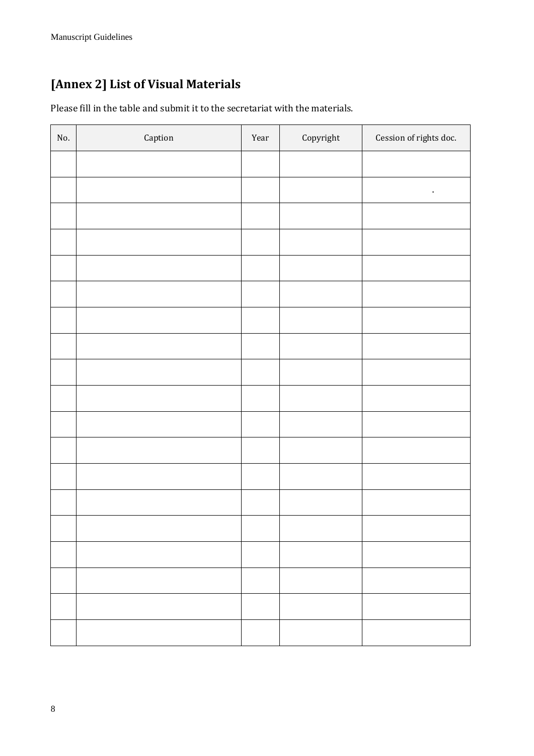## [Annex 2] List of Visual Materials

Please fill in the table and submit it to the secretariat with the materials.

| No. | Caption | Year | Copyright | Cession of rights doc. |
|---|---|---|---|---|
| | | | | |
| | | | | . |
| | | | | |
| | | | | |
| | | | | |
| | | | | |
| | | | | |
| | | | | |
| | | | | |
| | | | | |
| | | | | |
| | | | | |
| | | | | |
| | | | | |
| | | | | |
| | | | | |
| | | | | |
| | | | | |
| | | | | |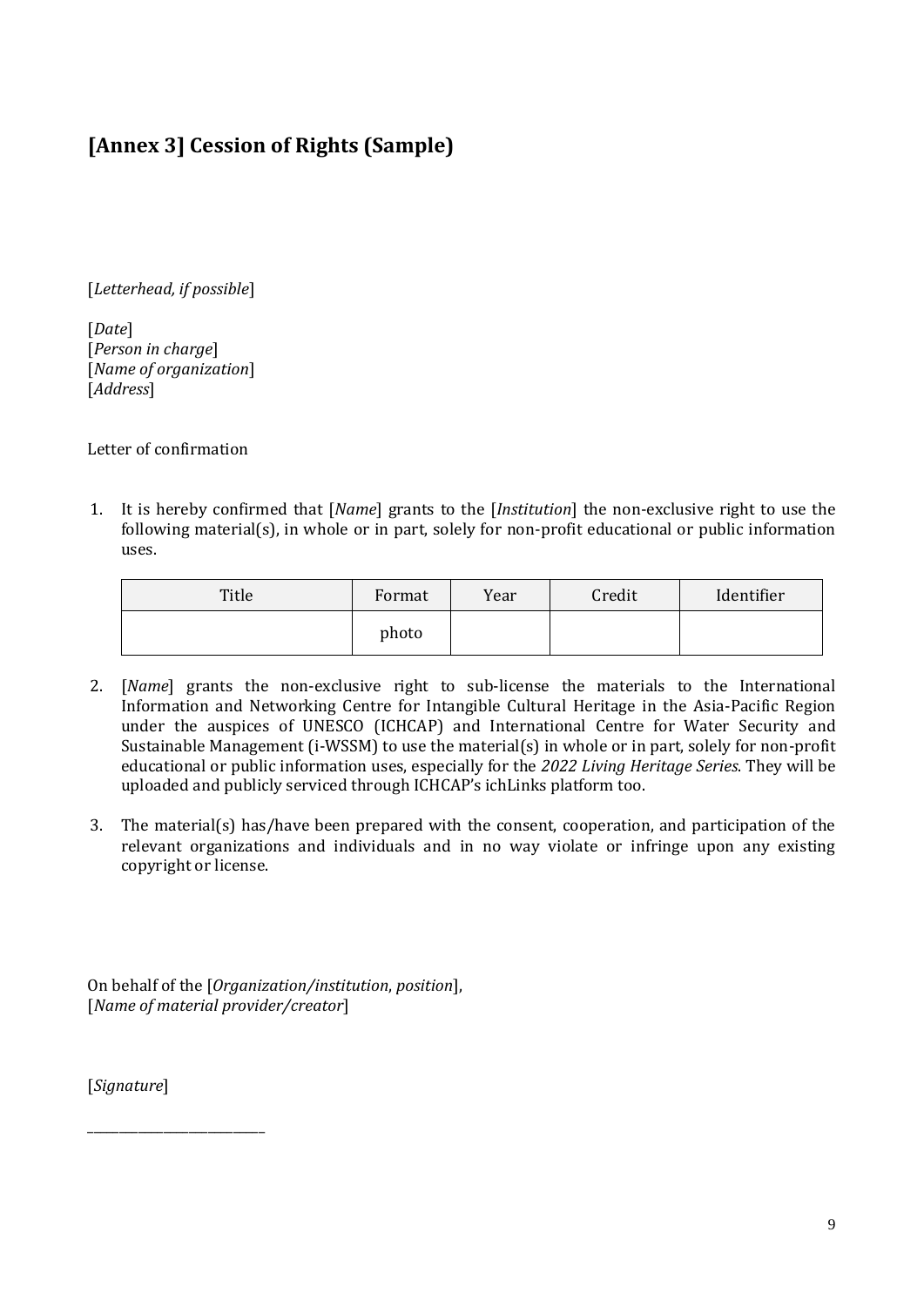## [Annex 3] Cession of Rights (Sample)

[*Letterhead, if possible*]

[*Date*]
[*Person in charge*]
[*Name of organization*]
[*Address*]

Letter of confirmation

1. It is hereby confirmed that [*Name*] grants to the [*Institution*] the non-exclusive right to use the following material(s), in whole or in part, solely for non-profit educational or public information uses.

| Title | Format | Year | Credit | Identifier |
|---|---|---|---|---|
| | photo | | | |

2. [*Name*] grants the non-exclusive right to sub-license the materials to the International Information and Networking Centre for Intangible Cultural Heritage in the Asia-Pacific Region under the auspices of UNESCO (ICHCAP) and International Centre for Water Security and Sustainable Management (i-WSSM) to use the material(s) in whole or in part, solely for non-profit educational or public information uses, especially for the *2022 Living Heritage Series*. They will be uploaded and publicly serviced through ICHCAP's ichLinks platform too.

3. The material(s) has/have been prepared with the consent, cooperation, and participation of the relevant organizations and individuals and in no way violate or infringe upon any existing copyright or license.

On behalf of the [*Organization/institution, position*],
[*Name of material provider/creator*]

[*Signature*]

_________________________